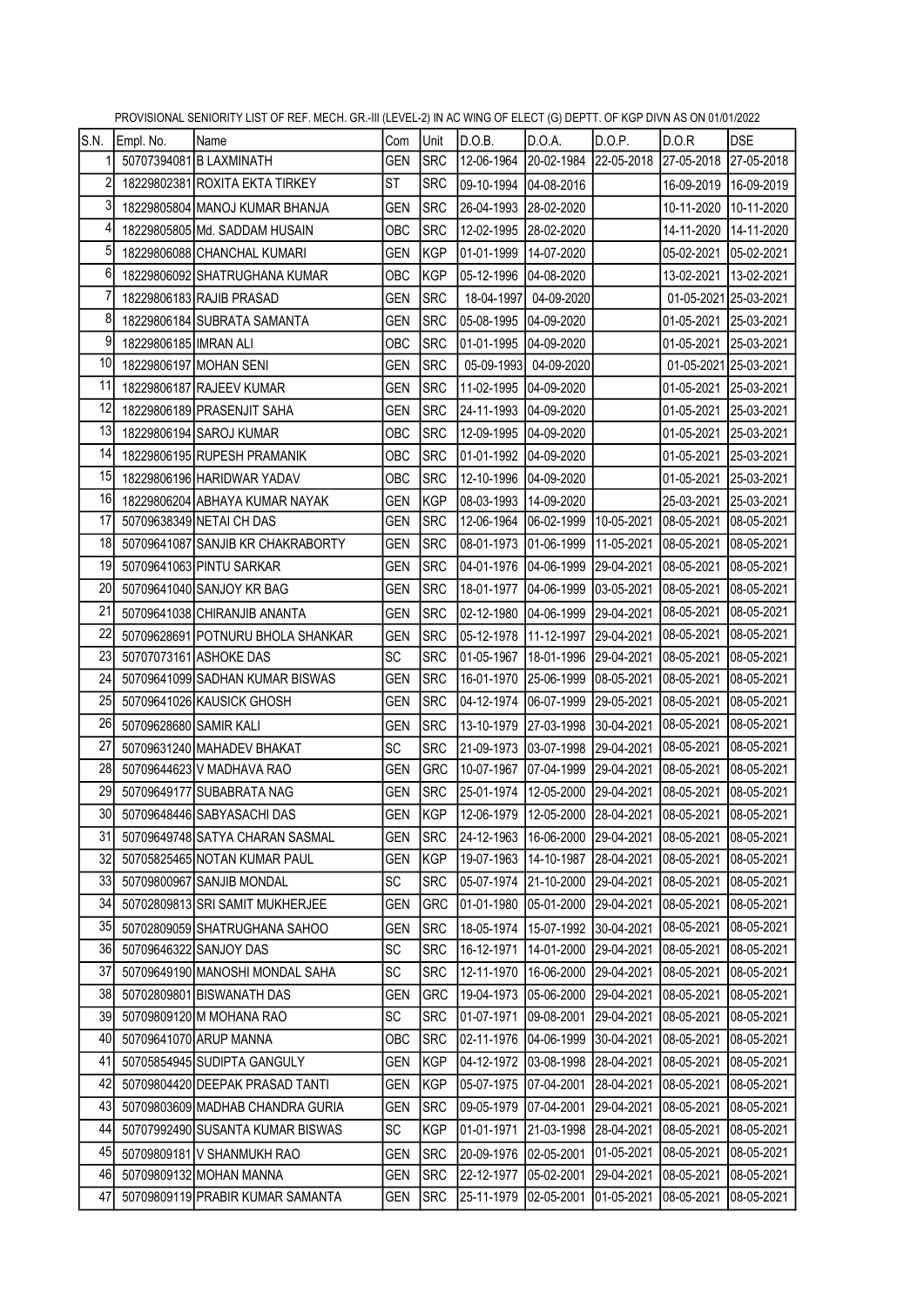PROVISIONAL SENIORITY LIST OF REF. MECH. GR.-III (LEVEL-2) IN AC WING OF ELECT (G) DEPTT. OF KGP DIVN AS ON 01/01/2022

| S.N. | Empl. No. | Name | Com | Unit | D.O.B. | D.O.A. | D.O.P. | D.O.R | DSE |
|---|---|---|---|---|---|---|---|---|---|
| 1 | 50707394081 | B LAXMINATH | GEN | SRC | 12-06-1964 | 20-02-1984 | 22-05-2018 | 27-05-2018 | 27-05-2018 |
| 2 | 18229802381 | ROXITA EKTA TIRKEY | ST | SRC | 09-10-1994 | 04-08-2016 | | 16-09-2019 | 16-09-2019 |
| 3 | 18229805804 | MANOJ KUMAR BHANJA | GEN | SRC | 26-04-1993 | 28-02-2020 | | 10-11-2020 | 10-11-2020 |
| 4 | 18229805805 | Md. SADDAM HUSAIN | OBC | SRC | 12-02-1995 | 28-02-2020 | | 14-11-2020 | 14-11-2020 |
| 5 | 18229806088 | CHANCHAL KUMARI | GEN | KGP | 01-01-1999 | 14-07-2020 | | 05-02-2021 | 05-02-2021 |
| 6 | 18229806092 | SHATRUGHANA KUMAR | OBC | KGP | 05-12-1996 | 04-08-2020 | | 13-02-2021 | 13-02-2021 |
| 7 | 18229806183 | RAJIB PRASAD | GEN | SRC | 18-04-1997 | 04-09-2020 | | 01-05-2021 | 25-03-2021 |
| 8 | 18229806184 | SUBRATA SAMANTA | GEN | SRC | 05-08-1995 | 04-09-2020 | | 01-05-2021 | 25-03-2021 |
| 9 | 18229806185 | IMRAN ALI | OBC | SRC | 01-01-1995 | 04-09-2020 | | 01-05-2021 | 25-03-2021 |
| 10 | 18229806197 | MOHAN SENI | GEN | SRC | 05-09-1993 | 04-09-2020 | | 01-05-2021 | 25-03-2021 |
| 11 | 18229806187 | RAJEEV KUMAR | GEN | SRC | 11-02-1995 | 04-09-2020 | | 01-05-2021 | 25-03-2021 |
| 12 | 18229806189 | PRASENJIT SAHA | GEN | SRC | 24-11-1993 | 04-09-2020 | | 01-05-2021 | 25-03-2021 |
| 13 | 18229806194 | SAROJ KUMAR | OBC | SRC | 12-09-1995 | 04-09-2020 | | 01-05-2021 | 25-03-2021 |
| 14 | 18229806195 | RUPESH PRAMANIK | OBC | SRC | 01-01-1992 | 04-09-2020 | | 01-05-2021 | 25-03-2021 |
| 15 | 18229806196 | HARIDWAR YADAV | OBC | SRC | 12-10-1996 | 04-09-2020 | | 01-05-2021 | 25-03-2021 |
| 16 | 18229806204 | ABHAYA KUMAR NAYAK | GEN | KGP | 08-03-1993 | 14-09-2020 | | 25-03-2021 | 25-03-2021 |
| 17 | 50709638349 | NETAI CH DAS | GEN | SRC | 12-06-1964 | 06-02-1999 | 10-05-2021 | 08-05-2021 | 08-05-2021 |
| 18 | 50709641087 | SANJIB KR CHAKRABORTY | GEN | SRC | 08-01-1973 | 01-06-1999 | 11-05-2021 | 08-05-2021 | 08-05-2021 |
| 19 | 50709641063 | PINTU SARKAR | GEN | SRC | 04-01-1976 | 04-06-1999 | 29-04-2021 | 08-05-2021 | 08-05-2021 |
| 20 | 50709641040 | SANJOY KR BAG | GEN | SRC | 18-01-1977 | 04-06-1999 | 03-05-2021 | 08-05-2021 | 08-05-2021 |
| 21 | 50709641038 | CHIRANJIB ANANTA | GEN | SRC | 02-12-1980 | 04-06-1999 | 29-04-2021 | 08-05-2021 | 08-05-2021 |
| 22 | 50709628691 | POTNURU BHOLA SHANKAR | GEN | SRC | 05-12-1978 | 11-12-1997 | 29-04-2021 | 08-05-2021 | 08-05-2021 |
| 23 | 50707073161 | ASHOKE DAS | SC | SRC | 01-05-1967 | 18-01-1996 | 29-04-2021 | 08-05-2021 | 08-05-2021 |
| 24 | 50709641099 | SADHAN KUMAR BISWAS | GEN | SRC | 16-01-1970 | 25-06-1999 | 08-05-2021 | 08-05-2021 | 08-05-2021 |
| 25 | 50709641026 | KAUSICK GHOSH | GEN | SRC | 04-12-1974 | 06-07-1999 | 29-05-2021 | 08-05-2021 | 08-05-2021 |
| 26 | 50709628680 | SAMIR KALI | GEN | SRC | 13-10-1979 | 27-03-1998 | 30-04-2021 | 08-05-2021 | 08-05-2021 |
| 27 | 50709631240 | MAHADEV BHAKAT | SC | SRC | 21-09-1973 | 03-07-1998 | 29-04-2021 | 08-05-2021 | 08-05-2021 |
| 28 | 50709644623 | V MADHAVA RAO | GEN | GRC | 10-07-1967 | 07-04-1999 | 29-04-2021 | 08-05-2021 | 08-05-2021 |
| 29 | 50709649177 | SUBABRATA NAG | GEN | SRC | 25-01-1974 | 12-05-2000 | 29-04-2021 | 08-05-2021 | 08-05-2021 |
| 30 | 50709648446 | SABYASACHI DAS | GEN | KGP | 12-06-1979 | 12-05-2000 | 28-04-2021 | 08-05-2021 | 08-05-2021 |
| 31 | 50709649748 | SATYA CHARAN SASMAL | GEN | SRC | 24-12-1963 | 16-06-2000 | 29-04-2021 | 08-05-2021 | 08-05-2021 |
| 32 | 50705825465 | NOTAN KUMAR PAUL | GEN | KGP | 19-07-1963 | 14-10-1987 | 28-04-2021 | 08-05-2021 | 08-05-2021 |
| 33 | 50709800967 | SANJIB MONDAL | SC | SRC | 05-07-1974 | 21-10-2000 | 29-04-2021 | 08-05-2021 | 08-05-2021 |
| 34 | 50702809813 | SRI SAMIT MUKHERJEE | GEN | GRC | 01-01-1980 | 05-01-2000 | 29-04-2021 | 08-05-2021 | 08-05-2021 |
| 35 | 50702809059 | SHATRUGHANA SAHOO | GEN | SRC | 18-05-1974 | 15-07-1992 | 30-04-2021 | 08-05-2021 | 08-05-2021 |
| 36 | 50709646322 | SANJOY DAS | SC | SRC | 16-12-1971 | 14-01-2000 | 29-04-2021 | 08-05-2021 | 08-05-2021 |
| 37 | 50709649190 | MANOSHI MONDAL SAHA | SC | SRC | 12-11-1970 | 16-06-2000 | 29-04-2021 | 08-05-2021 | 08-05-2021 |
| 38 | 50702809801 | BISWANATH DAS | GEN | GRC | 19-04-1973 | 05-06-2000 | 29-04-2021 | 08-05-2021 | 08-05-2021 |
| 39 | 50709809120 | M MOHANA RAO | SC | SRC | 01-07-1971 | 09-08-2001 | 29-04-2021 | 08-05-2021 | 08-05-2021 |
| 40 | 50709641070 | ARUP MANNA | OBC | SRC | 02-11-1976 | 04-06-1999 | 30-04-2021 | 08-05-2021 | 08-05-2021 |
| 41 | 50705854945 | SUDIPTA GANGULY | GEN | KGP | 04-12-1972 | 03-08-1998 | 28-04-2021 | 08-05-2021 | 08-05-2021 |
| 42 | 50709804420 | DEEPAK PRASAD TANTI | GEN | KGP | 05-07-1975 | 07-04-2001 | 28-04-2021 | 08-05-2021 | 08-05-2021 |
| 43 | 50709803609 | MADHAB CHANDRA GURIA | GEN | SRC | 09-05-1979 | 07-04-2001 | 29-04-2021 | 08-05-2021 | 08-05-2021 |
| 44 | 50707992490 | SUSANTA KUMAR BISWAS | SC | KGP | 01-01-1971 | 21-03-1998 | 28-04-2021 | 08-05-2021 | 08-05-2021 |
| 45 | 50709809181 | V SHANMUKH RAO | GEN | SRC | 20-09-1976 | 02-05-2001 | 01-05-2021 | 08-05-2021 | 08-05-2021 |
| 46 | 50709809132 | MOHAN MANNA | GEN | SRC | 22-12-1977 | 05-02-2001 | 29-04-2021 | 08-05-2021 | 08-05-2021 |
| 47 | 50709809119 | PRABIR KUMAR SAMANTA | GEN | SRC | 25-11-1979 | 02-05-2001 | 01-05-2021 | 08-05-2021 | 08-05-2021 |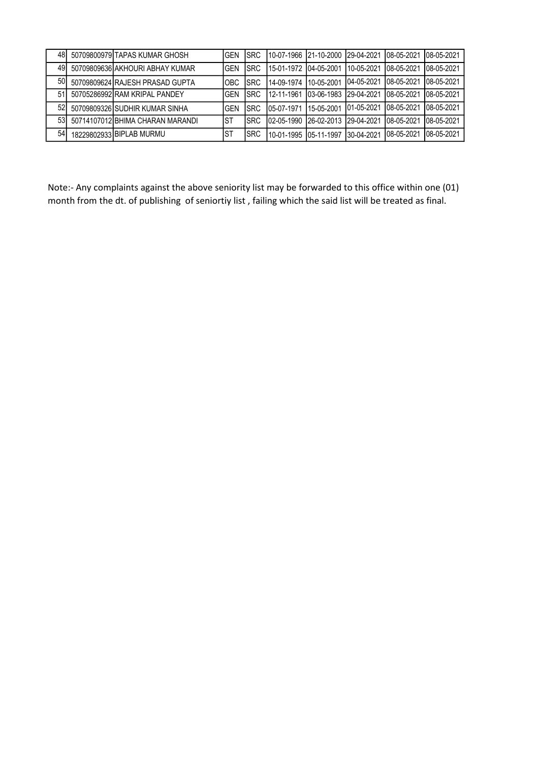| | | | | | | | | | |
|---|---|---|---|---|---|---|---|---|---|
| 48 | 50709800979 | TAPAS KUMAR GHOSH | GEN | SRC | 10-07-1966 | 21-10-2000 | 29-04-2021 | 08-05-2021 | 08-05-2021 |
| 49 | 50709809636 | AKHOURI ABHAY KUMAR | GEN | SRC | 15-01-1972 | 04-05-2001 | 10-05-2021 | 08-05-2021 | 08-05-2021 |
| 50 | 50709809624 | RAJESH PRASAD GUPTA | OBC | SRC | 14-09-1974 | 10-05-2001 | 04-05-2021 | 08-05-2021 | 08-05-2021 |
| 51 | 50705286992 | RAM KRIPAL PANDEY | GEN | SRC | 12-11-1961 | 03-06-1983 | 29-04-2021 | 08-05-2021 | 08-05-2021 |
| 52 | 50709809326 | SUDHIR KUMAR SINHA | GEN | SRC | 05-07-1971 | 15-05-2001 | 01-05-2021 | 08-05-2021 | 08-05-2021 |
| 53 | 50714107012 | BHIMA CHARAN MARANDI | ST | SRC | 02-05-1990 | 26-02-2013 | 29-04-2021 | 08-05-2021 | 08-05-2021 |
| 54 | 18229802933 | BIPLAB MURMU | ST | SRC | 10-01-1995 | 05-11-1997 | 30-04-2021 | 08-05-2021 | 08-05-2021 |

Note:- Any complaints against the above seniority list may be forwarded to this office within one (01) month from the dt. of publishing of seniortiy list , failing which the said list will be treated as final.